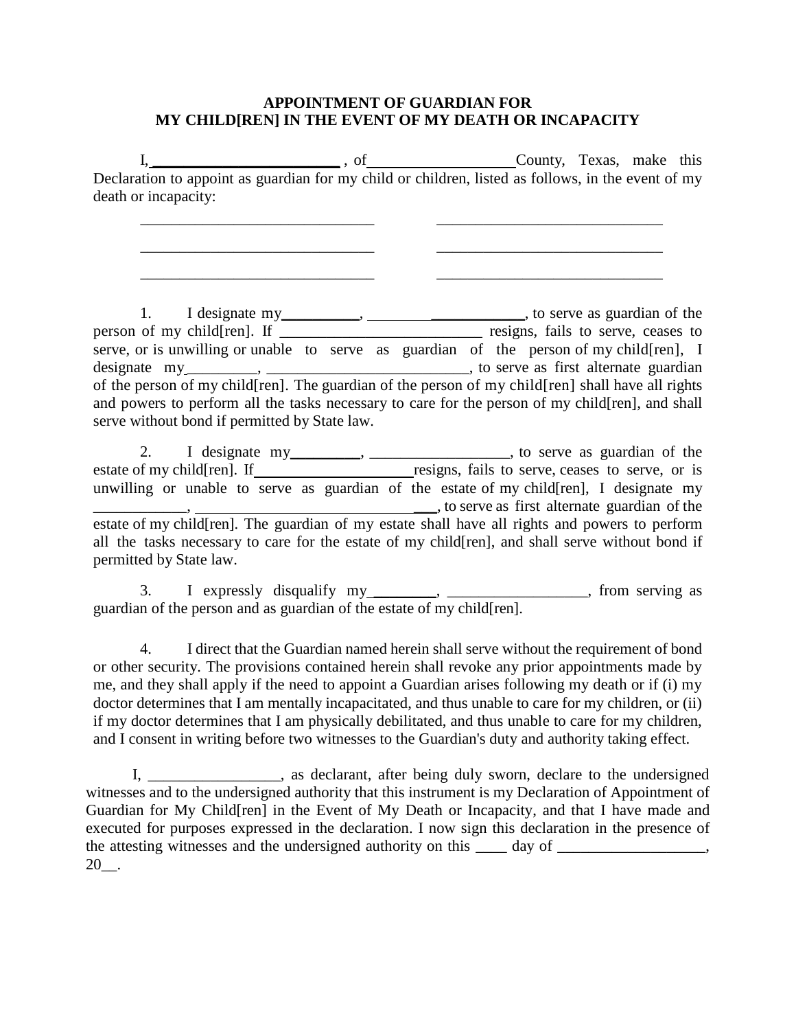# APPOINTMENT OF GUARDIAN FOR MY CHILD[REN] IN THE EVENT OF MY DEATH OR INCAPACITY

I, ________________________ , of __________________ County, Texas, make this Declaration to appoint as guardian for my child or children, listed as follows, in the event of my death or incapacity:

______________________________ ______________________________

______________________________ ______________________________

______________________________ ______________________________

1. I designate my __________, ____________________, to serve as guardian of the person of my child[ren]. If __________________________ resigns, fails to serve, ceases to serve, or is unwilling or unable to serve as guardian of the person of my child[ren], I designate my _________, __________________________, to serve as first alternate guardian of the person of my child[ren]. The guardian of the person of my child[ren] shall have all rights and powers to perform all the tasks necessary to care for the person of my child[ren], and shall serve without bond if permitted by State law.

2. I designate my _________, __________________, to serve as guardian of the estate of my child[ren]. If _____________________ resigns, fails to serve, ceases to serve, or is unwilling or unable to serve as guardian of the estate of my child[ren], I designate my ____________, _________________________________, to serve as first alternate guardian of the estate of my child[ren]. The guardian of my estate shall have all rights and powers to perform all the tasks necessary to care for the estate of my child[ren], and shall serve without bond if permitted by State law.

3. I expressly disqualify my ________, __________________, from serving as guardian of the person and as guardian of the estate of my child[ren].

4. I direct that the Guardian named herein shall serve without the requirement of bond or other security. The provisions contained herein shall revoke any prior appointments made by me, and they shall apply if the need to appoint a Guardian arises following my death or if (i) my doctor determines that I am mentally incapacitated, and thus unable to care for my children, or (ii) if my doctor determines that I am physically debilitated, and thus unable to care for my children, and I consent in writing before two witnesses to the Guardian's duty and authority taking effect.

I, _________________, as declarant, after being duly sworn, declare to the undersigned witnesses and to the undersigned authority that this instrument is my Declaration of Appointment of Guardian for My Child[ren] in the Event of My Death or Incapacity, and that I have made and executed for purposes expressed in the declaration. I now sign this declaration in the presence of the attesting witnesses and the undersigned authority on this ____ day of ___________________, 20__.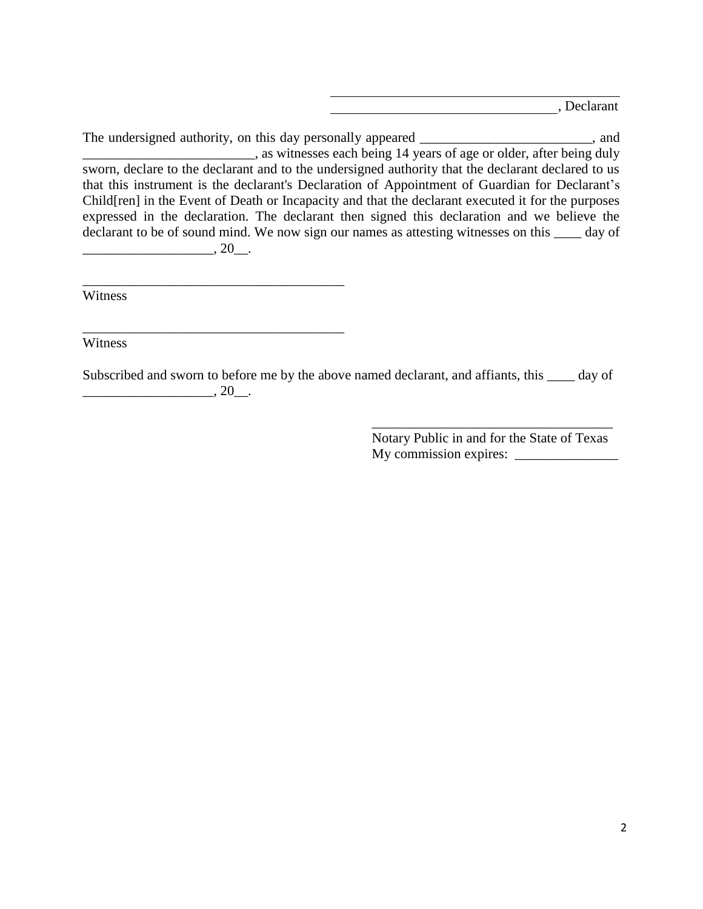\_\_\_\_\_\_\_\_\_\_\_\_\_\_\_\_\_\_\_\_\_\_\_\_\_\_\_\_\_\_\_\_\_\_\_\_\_\_\_\_

\_\_\_\_\_\_\_\_\_\_\_\_\_\_\_\_\_\_\_\_\_\_\_\_\_\_\_\_\_\_\_\_\_, Declarant

The undersigned authority, on this day personally appeared \_\_\_\_\_\_\_\_\_\_\_\_\_\_\_\_\_\_\_\_\_\_\_\_\_, and \_\_\_\_\_\_\_\_\_\_\_\_\_\_\_\_\_\_\_\_\_\_\_\_\_, as witnesses each being 14 years of age or older, after being duly sworn, declare to the declarant and to the undersigned authority that the declarant declared to us that this instrument is the declarant's Declaration of Appointment of Guardian for Declarant's Child[ren] in the Event of Death or Incapacity and that the declarant executed it for the purposes expressed in the declaration. The declarant then signed this declaration and we believe the declarant to be of sound mind. We now sign our names as attesting witnesses on this \_\_\_\_ day of \_\_\_\_\_\_\_\_\_\_\_\_\_\_\_\_\_\_\_, 20\_\_.

\_\_\_\_\_\_\_\_\_\_\_\_\_\_\_\_\_\_\_\_\_\_\_\_\_\_\_\_\_\_\_\_\_\_\_\_\_\_\_
Witness

\_\_\_\_\_\_\_\_\_\_\_\_\_\_\_\_\_\_\_\_\_\_\_\_\_\_\_\_\_\_\_\_\_\_\_\_\_\_\_
Witness

Subscribed and sworn to before me by the above named declarant, and affiants, this \_\_\_\_ day of \_\_\_\_\_\_\_\_\_\_\_\_\_\_\_\_\_\_\_, 20\_\_.

\_\_\_\_\_\_\_\_\_\_\_\_\_\_\_\_\_\_\_\_\_\_\_\_\_\_\_\_\_\_\_\_\_\_\_\_
Notary Public in and for the State of Texas
My commission expires: \_\_\_\_\_\_\_\_\_\_\_\_\_\_\_